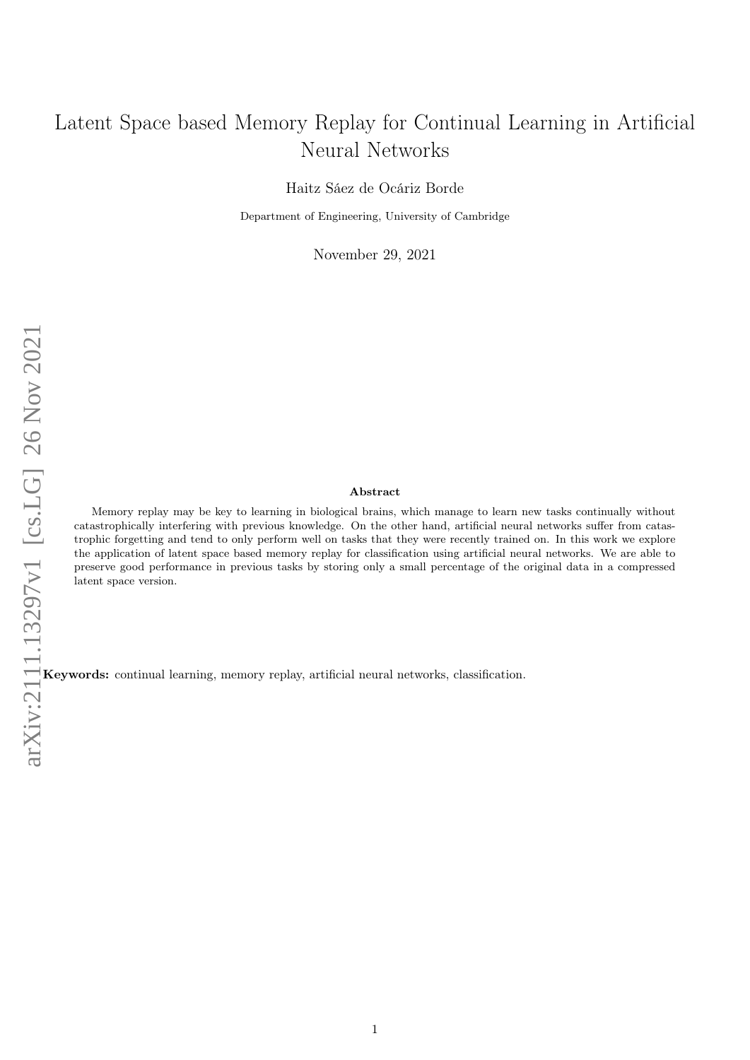# Latent Space based Memory Replay for Continual Learning in Artificial Neural Networks

Haitz Sáez de Ocáriz Borde

Department of Engineering, University of Cambridge

November 29, 2021

### Abstract

Memory replay may be key to learning in biological brains, which manage to learn new tasks continually without catastrophically interfering with previous knowledge. On the other hand, artificial neural networks suffer from catastrophic forgetting and tend to only perform well on tasks that they were recently trained on. In this work we explore the application of latent space based memory replay for classification using artificial neural networks. We are able to preserve good performance in previous tasks by storing only a small percentage of the original data in a compressed latent space version.

**Keywords:** continual learning, memory replay, artificial neural networks, classification.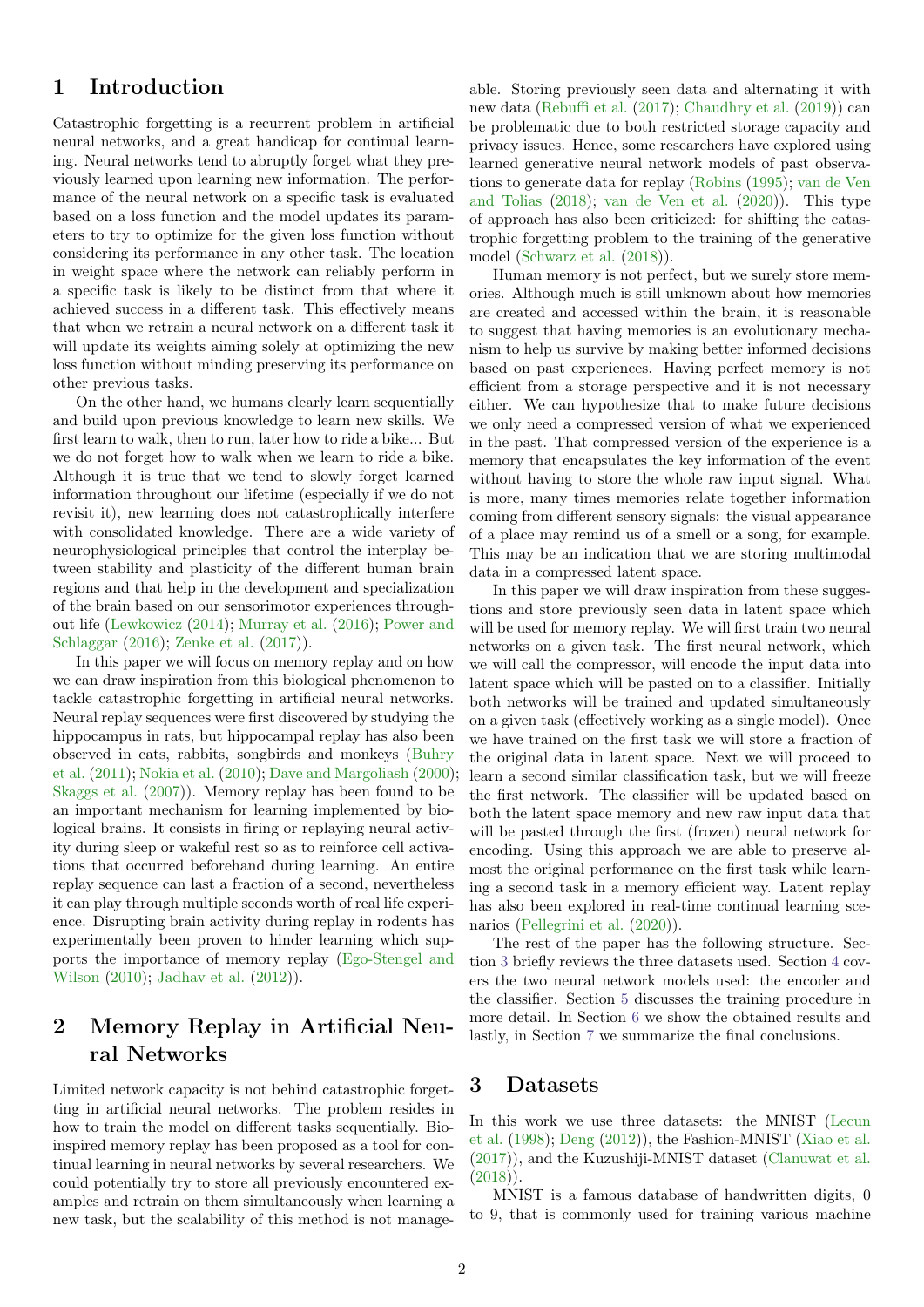## 1 Introduction

Catastrophic forgetting is a recurrent problem in artificial neural networks, and a great handicap for continual learning. Neural networks tend to abruptly forget what they previously learned upon learning new information. The performance of the neural network on a specific task is evaluated based on a loss function and the model updates its parameters to try to optimize for the given loss function without considering its performance in any other task. The location in weight space where the network can reliably perform in a specific task is likely to be distinct from that where it achieved success in a different task. This effectively means that when we retrain a neural network on a different task it will update its weights aiming solely at optimizing the new loss function without minding preserving its performance on other previous tasks.

On the other hand, we humans clearly learn sequentially and build upon previous knowledge to learn new skills. We first learn to walk, then to run, later how to ride a bike... But we do not forget how to walk when we learn to ride a bike. Although it is true that we tend to slowly forget learned information throughout our lifetime (especially if we do not revisit it), new learning does not catastrophically interfere with consolidated knowledge. There are a wide variety of neurophysiological principles that control the interplay between stability and plasticity of the different human brain regions and that help in the development and specialization of the brain based on our sensorimotor experiences throughout life (Lewkowicz (2014); Murray et al. (2016); Power and Schlaggar (2016); Zenke et al. (2017)).

In this paper we will focus on memory replay and on how we can draw inspiration from this biological phenomenon to tackle catastrophic forgetting in artificial neural networks. Neural replay sequences were first discovered by studying the hippocampus in rats, but hippocampal replay has also been observed in cats, rabbits, songbirds and monkeys (Buhry et al. (2011); Nokia et al. (2010); Dave and Margoliash (2000); Skaggs et al. (2007)). Memory replay has been found to be an important mechanism for learning implemented by biological brains. It consists in firing or replaying neural activity during sleep or wakeful rest so as to reinforce cell activations that occurred beforehand during learning. An entire replay sequence can last a fraction of a second, nevertheless it can play through multiple seconds worth of real life experience. Disrupting brain activity during replay in rodents has experimentally been proven to hinder learning which supports the importance of memory replay (Ego-Stengel and Wilson (2010); Jadhav et al. (2012)).

## 2 Memory Replay in Artificial Neural Networks

Limited network capacity is not behind catastrophic forgetting in artificial neural networks. The problem resides in how to train the model on different tasks sequentially. Bio-inspired memory replay has been proposed as a tool for continual learning in neural networks by several researchers. We could potentially try to store all previously encountered examples and retrain on them simultaneously when learning a new task, but the scalability of this method is not manageable. Storing previously seen data and alternating it with new data (Rebuffi et al. (2017); Chaudhry et al. (2019)) can be problematic due to both restricted storage capacity and privacy issues. Hence, some researchers have explored using learned generative neural network models of past observations to generate data for replay (Robins (1995); van de Ven and Tolias (2018); van de Ven et al. (2020)). This type of approach has also been criticized: for shifting the catastrophic forgetting problem to the training of the generative model (Schwarz et al. (2018)).

Human memory is not perfect, but we surely store memories. Although much is still unknown about how memories are created and accessed within the brain, it is reasonable to suggest that having memories is an evolutionary mechanism to help us survive by making better informed decisions based on past experiences. Having perfect memory is not efficient from a storage perspective and it is not necessary either. We can hypothesize that to make future decisions we only need a compressed version of what we experienced in the past. That compressed version of the experience is a memory that encapsulates the key information of the event without having to store the whole raw input signal. What is more, many times memories relate together information coming from different sensory signals: the visual appearance of a place may remind us of a smell or a song, for example. This may be an indication that we are storing multimodal data in a compressed latent space.

In this paper we will draw inspiration from these suggestions and store previously seen data in latent space which will be used for memory replay. We will first train two neural networks on a given task. The first neural network, which we will call the compressor, will encode the input data into latent space which will be pasted on to a classifier. Initially both networks will be trained and updated simultaneously on a given task (effectively working as a single model). Once we have trained on the first task we will store a fraction of the original data in latent space. Next we will proceed to learn a second similar classification task, but we will freeze the first network. The classifier will be updated based on both the latent space memory and new raw input data that will be pasted through the first (frozen) neural network for encoding. Using this approach we are able to preserve almost the original performance on the first task while learning a second task in a memory efficient way. Latent replay has also been explored in real-time continual learning scenarios (Pellegrini et al. (2020)).

The rest of the paper has the following structure. Section 3 briefly reviews the three datasets used. Section 4 covers the two neural network models used: the encoder and the classifier. Section 5 discusses the training procedure in more detail. In Section 6 we show the obtained results and lastly, in Section 7 we summarize the final conclusions.

## 3 Datasets

In this work we use three datasets: the MNIST (Lecun et al. (1998); Deng (2012)), the Fashion-MNIST (Xiao et al. (2017)), and the Kuzushiji-MNIST dataset (Clanuwat et al. (2018)).

MNIST is a famous database of handwritten digits, 0 to 9, that is commonly used for training various machine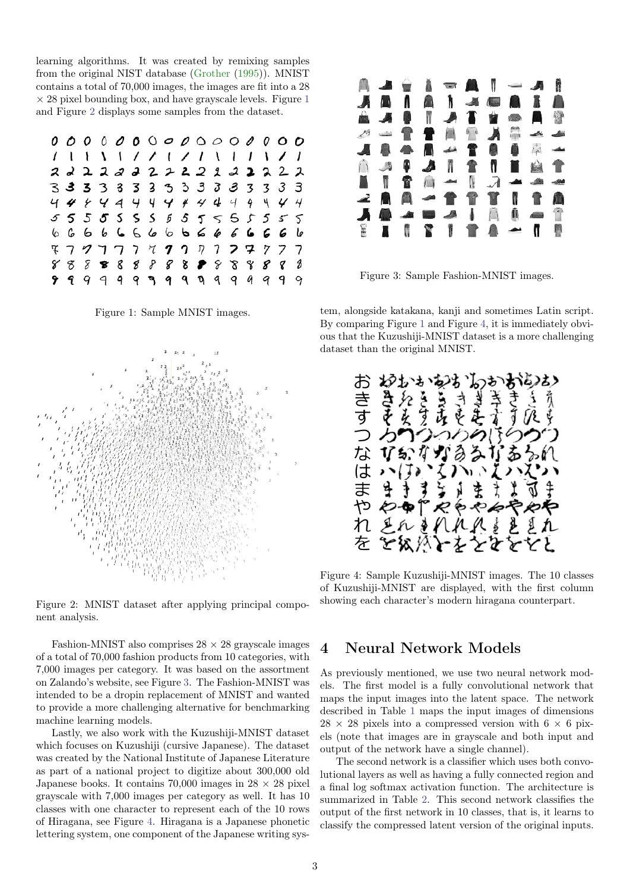learning algorithms. It was created by remixing samples from the original NIST database (Grother (1995)). MNIST contains a total of 70,000 images, the images are fit into a 28 × 28 pixel bounding box, and have grayscale levels. Figure 1 and Figure 2 displays some samples from the dataset.

Figure 1: Sample MNIST images.

Figure 2: MNIST dataset after applying principal component analysis.

Fashion-MNIST also comprises 28 × 28 grayscale images of a total of 70,000 fashion products from 10 categories, with 7,000 images per category. It was based on the assortment on Zalando's website, see Figure 3. The Fashion-MNIST was intended to be a dropin replacement of MNIST and wanted to provide a more challenging alternative for benchmarking machine learning models.

Lastly, we also work with the Kuzushiji-MNIST dataset which focuses on Kuzushiji (cursive Japanese). The dataset was created by the National Institute of Japanese Literature as part of a national project to digitize about 300,000 old Japanese books. It contains 70,000 images in 28 × 28 pixel grayscale with 7,000 images per category as well. It has 10 classes with one character to represent each of the 10 rows of Hiragana, see Figure 4. Hiragana is a Japanese phonetic lettering system, one component of the Japanese writing system, alongside katakana, kanji and sometimes Latin script. By comparing Figure 1 and Figure 4, it is immediately obvious that the Kuzushiji-MNIST dataset is a more challenging dataset than the original MNIST.

Figure 3: Sample Fashion-MNIST images.

Figure 4: Sample Kuzushiji-MNIST images. The 10 classes of Kuzushiji-MNIST are displayed, with the first column showing each character's modern hiragana counterpart.

## 4 Neural Network Models

As previously mentioned, we use two neural network models. The first model is a fully convolutional network that maps the input images into the latent space. The network described in Table 1 maps the input images of dimensions 28 × 28 pixels into a compressed version with 6 × 6 pixels (note that images are in grayscale and both input and output of the network have a single channel).

The second network is a classifier which uses both convolutional layers as well as having a fully connected region and a final log softmax activation function. The architecture is summarized in Table 2. This second network classifies the output of the first network in 10 classes, that is, it learns to classify the compressed latent version of the original inputs.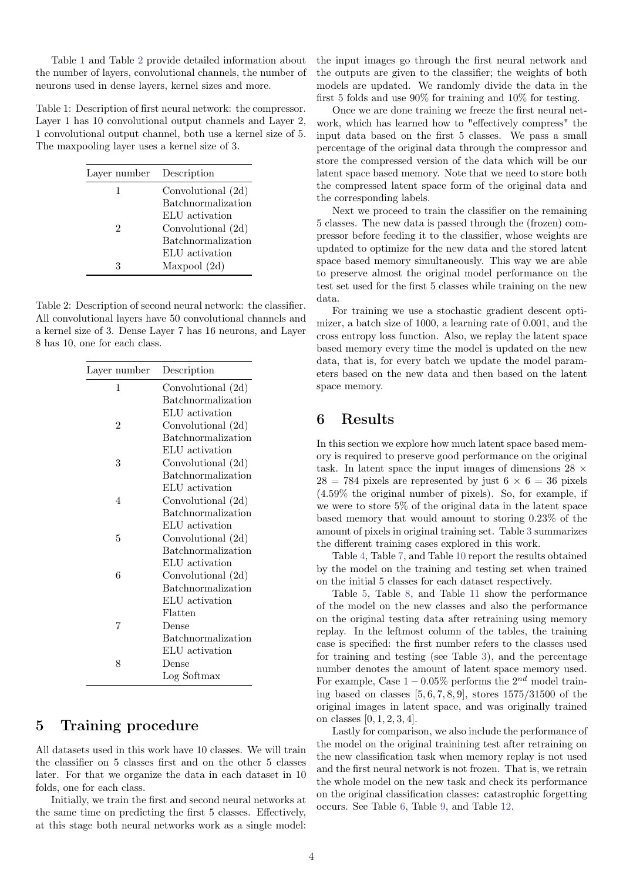Table 1 and Table 2 provide detailed information about the number of layers, convolutional channels, the number of neurons used in dense layers, kernel sizes and more.

Table 1: Description of first neural network: the compressor. Layer 1 has 10 convolutional output channels and Layer 2, 1 convolutional output channel, both use a kernel size of 5. The maxpooling layer uses a kernel size of 3.

| Layer number | Description |
|---|---|
| 1 | Convolutional (2d) |
| | Batchnormalization |
| | ELU activation |
| 2 | Convolutional (2d) |
| | Batchnormalization |
| | ELU activation |
| 3 | Maxpool (2d) |

Table 2: Description of second neural network: the classifier. All convolutional layers have 50 convolutional channels and a kernel size of 3. Dense Layer 7 has 16 neurons, and Layer 8 has 10, one for each class.

| Layer number | Description |
|---|---|
| 1 | Convolutional (2d) |
| | Batchnormalization |
| | ELU activation |
| 2 | Convolutional (2d) |
| | Batchnormalization |
| | ELU activation |
| 3 | Convolutional (2d) |
| | Batchnormalization |
| | ELU activation |
| 4 | Convolutional (2d) |
| | Batchnormalization |
| | ELU activation |
| 5 | Convolutional (2d) |
| | Batchnormalization |
| | ELU activation |
| 6 | Convolutional (2d) |
| | Batchnormalization |
| | ELU activation |
| | Flatten |
| 7 | Dense |
| | Batchnormalization |
| | ELU activation |
| 8 | Dense |
| | Log Softmax |

## 5 Training procedure

All datasets used in this work have 10 classes. We will train the classifier on 5 classes first and on the other 5 classes later. For that we organize the data in each dataset in 10 folds, one for each class.

Initially, we train the first and second neural networks at the same time on predicting the first 5 classes. Effectively, at this stage both neural networks work as a single model: the input images go through the first neural network and the outputs are given to the classifier; the weights of both models are updated. We randomly divide the data in the first 5 folds and use 90% for training and 10% for testing.

Once we are done training we freeze the first neural network, which has learned how to "effectively compress" the input data based on the first 5 classes. We pass a small percentage of the original data through the compressor and store the compressed version of the data which will be our latent space based memory. Note that we need to store both the compressed latent space form of the original data and the corresponding labels.

Next we proceed to train the classifier on the remaining 5 classes. The new data is passed through the (frozen) compressor before feeding it to the classifier, whose weights are updated to optimize for the new data and the stored latent space based memory simultaneously. This way we are able to preserve almost the original model performance on the test set used for the first 5 classes while training on the new data.

For training we use a stochastic gradient descent optimizer, a batch size of 1000, a learning rate of 0.001, and the cross entropy loss function. Also, we replay the latent space based memory every time the model is updated on the new data, that is, for every batch we update the model parameters based on the new data and then based on the latent space memory.

## 6 Results

In this section we explore how much latent space based memory is required to preserve good performance on the original task. In latent space the input images of dimensions $28 \times 28 = 784$ pixels are represented by just $6 \times 6 = 36$ pixels (4.59% the original number of pixels). So, for example, if we were to store 5% of the original data in the latent space based memory that would amount to storing 0.23% of the amount of pixels in original training set. Table 3 summarizes the different training cases explored in this work.

Table 4, Table 7, and Table 10 report the results obtained by the model on the training and testing set when trained on the initial 5 classes for each dataset respectively.

Table 5, Table 8, and Table 11 show the performance of the model on the new classes and also the performance on the original testing data after retraining using memory replay. In the leftmost column of the tables, the training case is specified: the first number refers to the classes used for training and testing (see Table 3), and the percentage number denotes the amount of latent space memory used. For example, Case $1 - 0.05\%$ performs the $2^{nd}$ model training based on classes $[5, 6, 7, 8, 9]$, stores 1575/31500 of the original images in latent space, and was originally trained on classes $[0, 1, 2, 3, 4]$.

Lastly for comparison, we also include the performance of the model on the original trainining test after retraining on the new classification task when memory replay is not used and the first neural network is not frozen. That is, we retrain the whole model on the new task and check its performance on the original classification classes: catastrophic forgetting occurs. See Table 6, Table 9, and Table 12.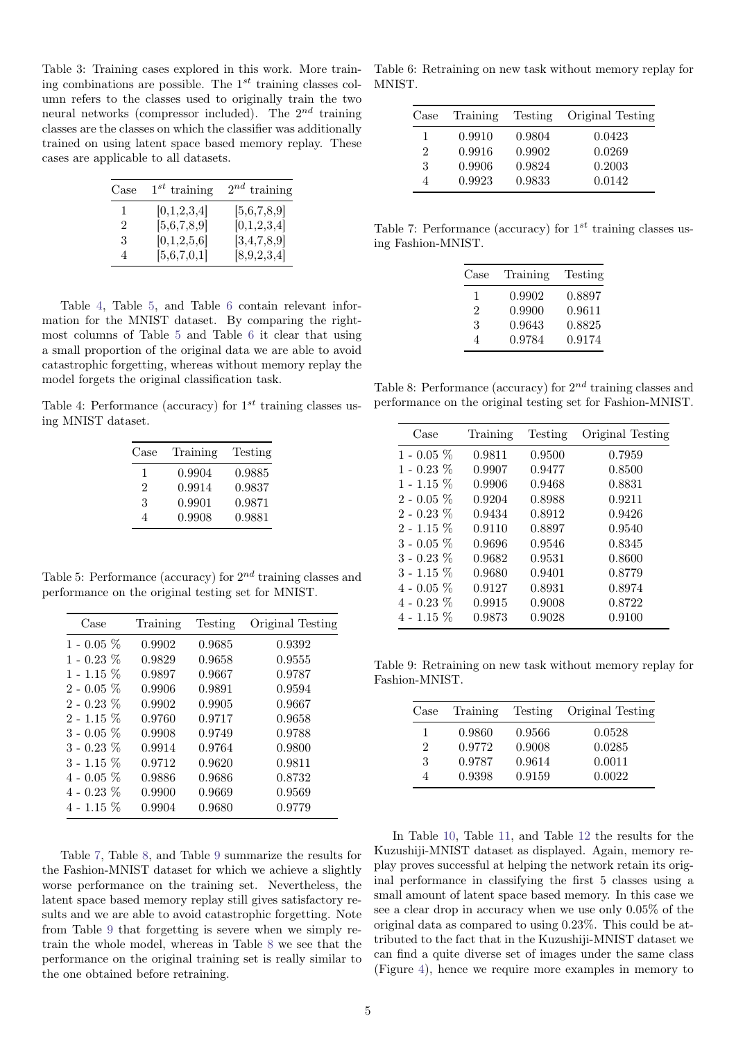Table 3: Training cases explored in this work. More training combinations are possible. The $1^{st}$ training classes column refers to the classes used to originally train the two neural networks (compressor included). The $2^{nd}$ training classes are the classes on which the classifier was additionally trained on using latent space based memory replay. These cases are applicable to all datasets.

| Case | $1^{st}$ training | $2^{nd}$ training |
|---|---|---|
| 1 | [0,1,2,3,4] | [5,6,7,8,9] |
| 2 | [5,6,7,8,9] | [0,1,2,3,4] |
| 3 | [0,1,2,5,6] | [3,4,7,8,9] |
| 4 | [5,6,7,0,1] | [8,9,2,3,4] |

Table 4, Table 5, and Table 6 contain relevant information for the MNIST dataset. By comparing the rightmost columns of Table 5 and Table 6 it clear that using a small proportion of the original data we are able to avoid catastrophic forgetting, whereas without memory replay the model forgets the original classification task.

Table 4: Performance (accuracy) for $1^{st}$ training classes using MNIST dataset.

| Case | Training | Testing |
|---|---|---|
| 1 | 0.9904 | 0.9885 |
| 2 | 0.9914 | 0.9837 |
| 3 | 0.9901 | 0.9871 |
| 4 | 0.9908 | 0.9881 |

Table 5: Performance (accuracy) for $2^{nd}$ training classes and performance on the original testing set for MNIST.

| Case | Training | Testing | Original Testing |
|---|---|---|---|
| 1 - 0.05 % | 0.9902 | 0.9685 | 0.9392 |
| 1 - 0.23 % | 0.9829 | 0.9658 | 0.9555 |
| 1 - 1.15 % | 0.9897 | 0.9667 | 0.9787 |
| 2 - 0.05 % | 0.9906 | 0.9891 | 0.9594 |
| 2 - 0.23 % | 0.9902 | 0.9905 | 0.9667 |
| 2 - 1.15 % | 0.9760 | 0.9717 | 0.9658 |
| 3 - 0.05 % | 0.9908 | 0.9749 | 0.9788 |
| 3 - 0.23 % | 0.9914 | 0.9764 | 0.9800 |
| 3 - 1.15 % | 0.9712 | 0.9620 | 0.9811 |
| 4 - 0.05 % | 0.9886 | 0.9686 | 0.8732 |
| 4 - 0.23 % | 0.9900 | 0.9669 | 0.9569 |
| 4 - 1.15 % | 0.9904 | 0.9680 | 0.9779 |

Table 7, Table 8, and Table 9 summarize the results for the Fashion-MNIST dataset for which we achieve a slightly worse performance on the training set. Nevertheless, the latent space based memory replay still gives satisfactory results and we are able to avoid catastrophic forgetting. Note from Table 9 that forgetting is severe when we simply retrain the whole model, whereas in Table 8 we see that the performance on the original training set is really similar to the one obtained before retraining.

Table 6: Retraining on new task without memory replay for MNIST.

| Case | Training | Testing | Original Testing |
|---|---|---|---|
| 1 | 0.9910 | 0.9804 | 0.0423 |
| 2 | 0.9916 | 0.9902 | 0.0269 |
| 3 | 0.9906 | 0.9824 | 0.2003 |
| 4 | 0.9923 | 0.9833 | 0.0142 |

Table 7: Performance (accuracy) for $1^{st}$ training classes using Fashion-MNIST.

| Case | Training | Testing |
|---|---|---|
| 1 | 0.9902 | 0.8897 |
| 2 | 0.9900 | 0.9611 |
| 3 | 0.9643 | 0.8825 |
| 4 | 0.9784 | 0.9174 |

Table 8: Performance (accuracy) for $2^{nd}$ training classes and performance on the original testing set for Fashion-MNIST.

| Case | Training | Testing | Original Testing |
|---|---|---|---|
| 1 - 0.05 % | 0.9811 | 0.9500 | 0.7959 |
| 1 - 0.23 % | 0.9907 | 0.9477 | 0.8500 |
| 1 - 1.15 % | 0.9906 | 0.9468 | 0.8831 |
| 2 - 0.05 % | 0.9204 | 0.8988 | 0.9211 |
| 2 - 0.23 % | 0.9434 | 0.8912 | 0.9426 |
| 2 - 1.15 % | 0.9110 | 0.8897 | 0.9540 |
| 3 - 0.05 % | 0.9696 | 0.9546 | 0.8345 |
| 3 - 0.23 % | 0.9682 | 0.9531 | 0.8600 |
| 3 - 1.15 % | 0.9680 | 0.9401 | 0.8779 |
| 4 - 0.05 % | 0.9127 | 0.8931 | 0.8974 |
| 4 - 0.23 % | 0.9915 | 0.9008 | 0.8722 |
| 4 - 1.15 % | 0.9873 | 0.9028 | 0.9100 |

Table 9: Retraining on new task without memory replay for Fashion-MNIST.

| Case | Training | Testing | Original Testing |
|---|---|---|---|
| 1 | 0.9860 | 0.9566 | 0.0528 |
| 2 | 0.9772 | 0.9008 | 0.0285 |
| 3 | 0.9787 | 0.9614 | 0.0011 |
| 4 | 0.9398 | 0.9159 | 0.0022 |

In Table 10, Table 11, and Table 12 the results for the Kuzushiji-MNIST dataset as displayed. Again, memory replay proves successful at helping the network retain its original performance in classifying the first 5 classes using a small amount of latent space based memory. In this case we see a clear drop in accuracy when we use only 0.05% of the original data as compared to using 0.23%. This could be attributed to the fact that in the Kuzushiji-MNIST dataset we can find a quite diverse set of images under the same class (Figure 4), hence we require more examples in memory to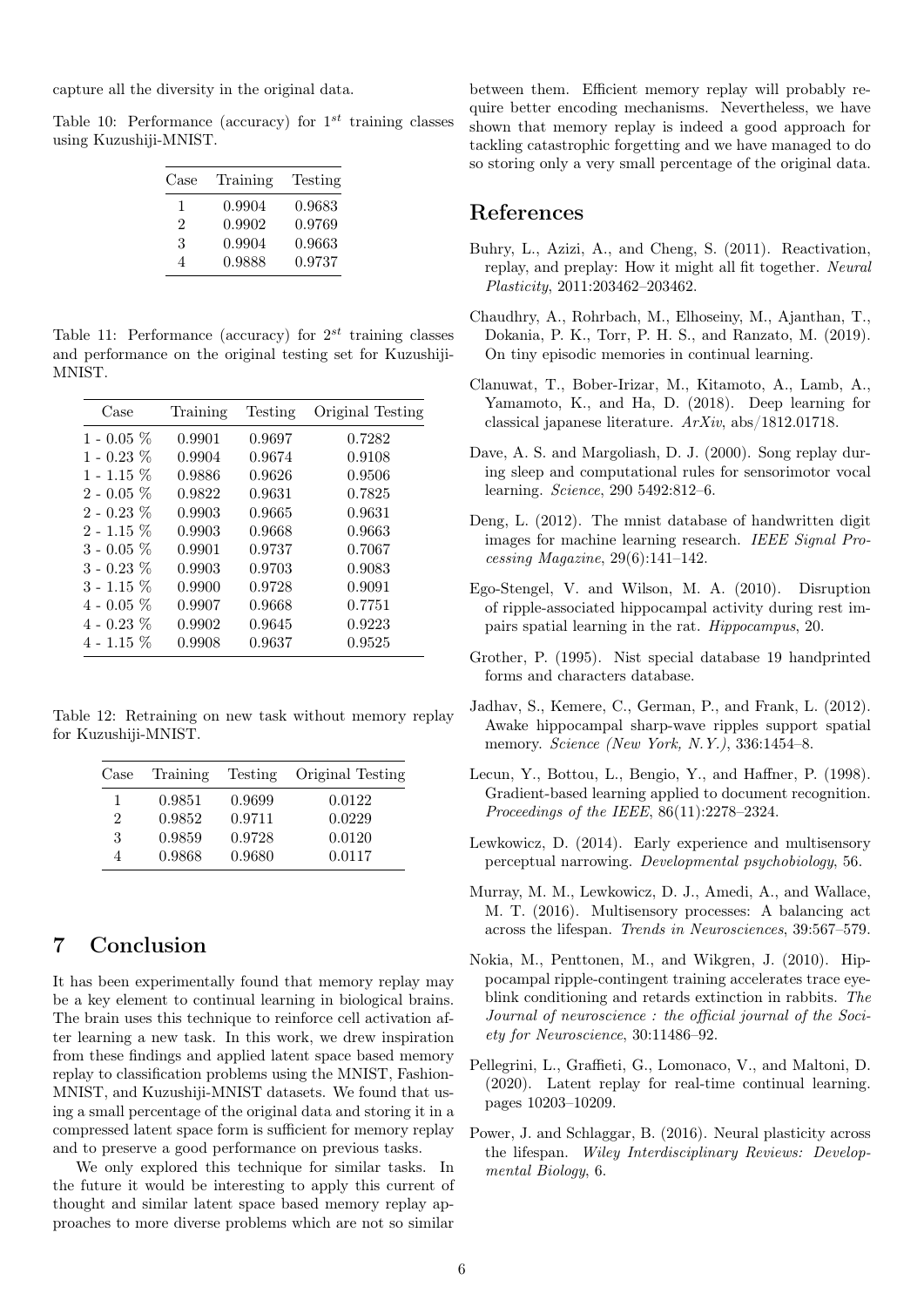capture all the diversity in the original data.

Table 10: Performance (accuracy) for $1^{st}$ training classes using Kuzushiji-MNIST.

| Case | Training | Testing |
|---|---|---|
| 1 | 0.9904 | 0.9683 |
| 2 | 0.9902 | 0.9769 |
| 3 | 0.9904 | 0.9663 |
| 4 | 0.9888 | 0.9737 |

Table 11: Performance (accuracy) for $2^{st}$ training classes and performance on the original testing set for Kuzushiji-MNIST.

| Case | Training | Testing | Original Testing |
|---|---|---|---|
| 1 - 0.05 % | 0.9901 | 0.9697 | 0.7282 |
| 1 - 0.23 % | 0.9904 | 0.9674 | 0.9108 |
| 1 - 1.15 % | 0.9886 | 0.9626 | 0.9506 |
| 2 - 0.05 % | 0.9822 | 0.9631 | 0.7825 |
| 2 - 0.23 % | 0.9903 | 0.9665 | 0.9631 |
| 2 - 1.15 % | 0.9903 | 0.9668 | 0.9663 |
| 3 - 0.05 % | 0.9901 | 0.9737 | 0.7067 |
| 3 - 0.23 % | 0.9903 | 0.9703 | 0.9083 |
| 3 - 1.15 % | 0.9900 | 0.9728 | 0.9091 |
| 4 - 0.05 % | 0.9907 | 0.9668 | 0.7751 |
| 4 - 0.23 % | 0.9902 | 0.9645 | 0.9223 |
| 4 - 1.15 % | 0.9908 | 0.9637 | 0.9525 |

Table 12: Retraining on new task without memory replay for Kuzushiji-MNIST.

| Case | Training | Testing | Original Testing |
|---|---|---|---|
| 1 | 0.9851 | 0.9699 | 0.0122 |
| 2 | 0.9852 | 0.9711 | 0.0229 |
| 3 | 0.9859 | 0.9728 | 0.0120 |
| 4 | 0.9868 | 0.9680 | 0.0117 |

## 7 Conclusion

It has been experimentally found that memory replay may be a key element to continual learning in biological brains. The brain uses this technique to reinforce cell activation after learning a new task. In this work, we drew inspiration from these findings and applied latent space based memory replay to classification problems using the MNIST, Fashion-MNIST, and Kuzushiji-MNIST datasets. We found that using a small percentage of the original data and storing it in a compressed latent space form is sufficient for memory replay and to preserve a good performance on previous tasks.

We only explored this technique for similar tasks. In the future it would be interesting to apply this current of thought and similar latent space based memory replay approaches to more diverse problems which are not so similar between them. Efficient memory replay will probably require better encoding mechanisms. Nevertheless, we have shown that memory replay is indeed a good approach for tackling catastrophic forgetting and we have managed to do so storing only a very small percentage of the original data.

## References

Buhry, L., Azizi, A., and Cheng, S. (2011). Reactivation, replay, and preplay: How it might all fit together. *Neural Plasticity*, 2011:203462–203462.

Chaudhry, A., Rohrbach, M., Elhoseiny, M., Ajanthan, T., Dokania, P. K., Torr, P. H. S., and Ranzato, M. (2019). On tiny episodic memories in continual learning.

Clanuwat, T., Bober-Irizar, M., Kitamoto, A., Lamb, A., Yamamoto, K., and Ha, D. (2018). Deep learning for classical japanese literature. *ArXiv*, abs/1812.01718.

Dave, A. S. and Margoliash, D. J. (2000). Song replay during sleep and computational rules for sensorimotor vocal learning. *Science*, 290 5492:812–6.

Deng, L. (2012). The mnist database of handwritten digit images for machine learning research. *IEEE Signal Processing Magazine*, 29(6):141–142.

Ego-Stengel, V. and Wilson, M. A. (2010). Disruption of ripple-associated hippocampal activity during rest impairs spatial learning in the rat. *Hippocampus*, 20.

Grother, P. (1995). Nist special database 19 handprinted forms and characters database.

Jadhav, S., Kemere, C., German, P., and Frank, L. (2012). Awake hippocampal sharp-wave ripples support spatial memory. *Science (New York, N.Y.)*, 336:1454–8.

Lecun, Y., Bottou, L., Bengio, Y., and Haffner, P. (1998). Gradient-based learning applied to document recognition. *Proceedings of the IEEE*, 86(11):2278–2324.

Lewkowicz, D. (2014). Early experience and multisensory perceptual narrowing. *Developmental psychobiology*, 56.

Murray, M. M., Lewkowicz, D. J., Amedi, A., and Wallace, M. T. (2016). Multisensory processes: A balancing act across the lifespan. *Trends in Neurosciences*, 39:567–579.

Nokia, M., Penttonen, M., and Wikgren, J. (2010). Hippocampal ripple-contingent training accelerates trace eyeblink conditioning and retards extinction in rabbits. *The Journal of neuroscience : the official journal of the Society for Neuroscience*, 30:11486–92.

Pellegrini, L., Graffieti, G., Lomonaco, V., and Maltoni, D. (2020). Latent replay for real-time continual learning. pages 10203–10209.

Power, J. and Schlaggar, B. (2016). Neural plasticity across the lifespan. *Wiley Interdisciplinary Reviews: Developmental Biology*, 6.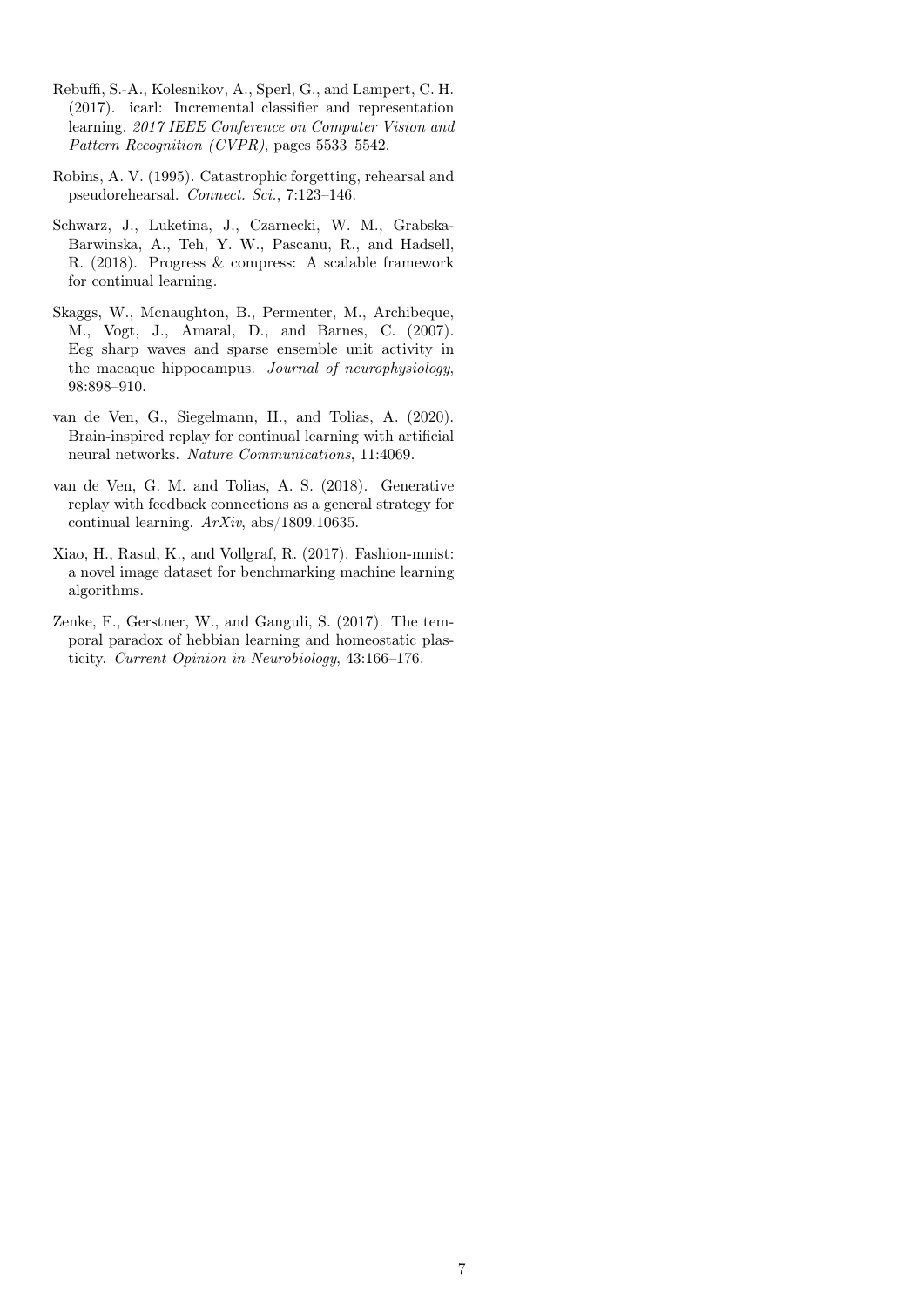Rebuffi, S.-A., Kolesnikov, A., Sperl, G., and Lampert, C. H. (2017). icarl: Incremental classifier and representation learning. *2017 IEEE Conference on Computer Vision and Pattern Recognition (CVPR)*, pages 5533–5542.

Robins, A. V. (1995). Catastrophic forgetting, rehearsal and pseudorehearsal. *Connect. Sci.*, 7:123–146.

Schwarz, J., Luketina, J., Czarnecki, W. M., Grabska-Barwinska, A., Teh, Y. W., Pascanu, R., and Hadsell, R. (2018). Progress & compress: A scalable framework for continual learning.

Skaggs, W., Mcnaughton, B., Permenter, M., Archibeque, M., Vogt, J., Amaral, D., and Barnes, C. (2007). Eeg sharp waves and sparse ensemble unit activity in the macaque hippocampus. *Journal of neurophysiology*, 98:898–910.

van de Ven, G., Siegelmann, H., and Tolias, A. (2020). Brain-inspired replay for continual learning with artificial neural networks. *Nature Communications*, 11:4069.

van de Ven, G. M. and Tolias, A. S. (2018). Generative replay with feedback connections as a general strategy for continual learning. *ArXiv*, abs/1809.10635.

Xiao, H., Rasul, K., and Vollgraf, R. (2017). Fashion-mnist: a novel image dataset for benchmarking machine learning algorithms.

Zenke, F., Gerstner, W., and Ganguli, S. (2017). The temporal paradox of hebbian learning and homeostatic plasticity. *Current Opinion in Neurobiology*, 43:166–176.